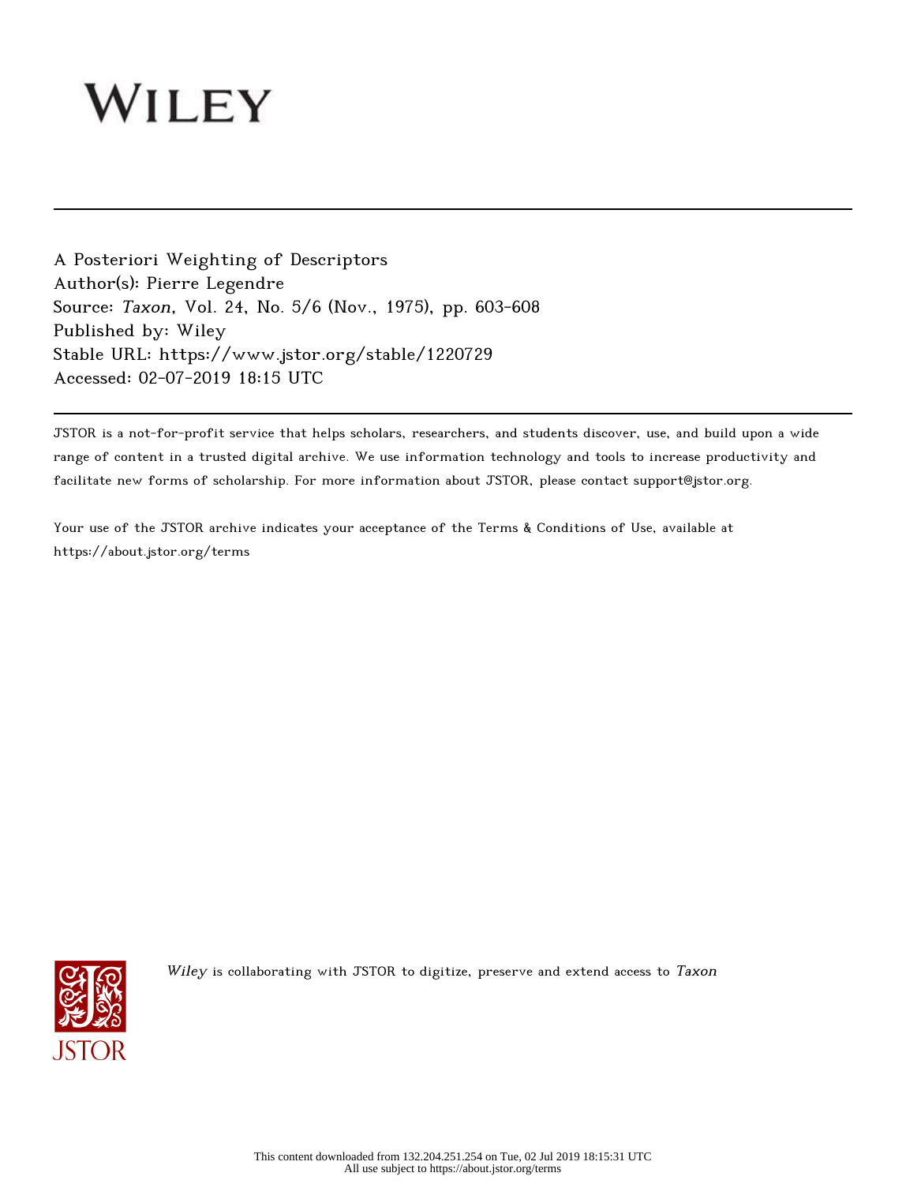WILEY

A Posteriori Weighting of Descriptors
Author(s): Pierre Legendre
Source: *Taxon*, Vol. 24, No. 5/6 (Nov., 1975), pp. 603-608
Published by: Wiley
Stable URL: https://www.jstor.org/stable/1220729
Accessed: 02-07-2019 18:15 UTC

JSTOR is a not-for-profit service that helps scholars, researchers, and students discover, use, and build upon a wide range of content in a trusted digital archive. We use information technology and tools to increase productivity and facilitate new forms of scholarship. For more information about JSTOR, please contact support@jstor.org.

Your use of the JSTOR archive indicates your acceptance of the Terms & Conditions of Use, available at https://about.jstor.org/terms

*Wiley* is collaborating with JSTOR to digitize, preserve and extend access to *Taxon*

This content downloaded from 132.204.251.254 on Tue, 02 Jul 2019 18:15:31 UTC
All use subject to https://about.jstor.org/terms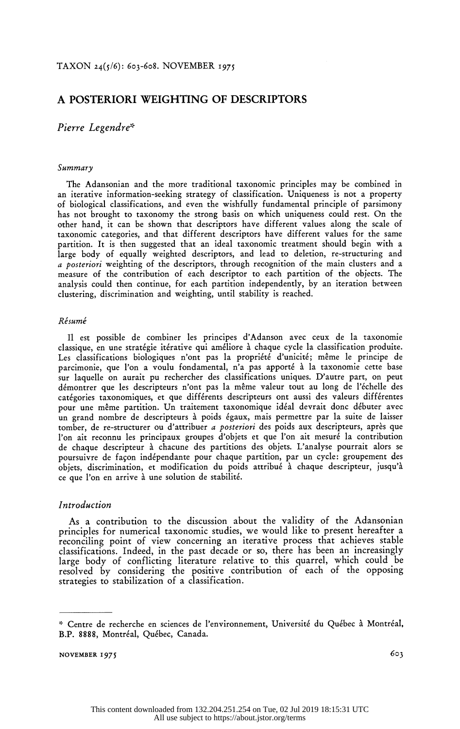# A POSTERIORI WEIGHTING OF DESCRIPTORS

*Pierre Legendre**

### *Summary*

The Adansonian and the more traditional taxonomic principles may be combined in an iterative information-seeking strategy of classification. Uniqueness is not a property of biological classifications, and even the wishfully fundamental principle of parsimony has not brought to taxonomy the strong basis on which uniqueness could rest. On the other hand, it can be shown that descriptors have different values along the scale of taxonomic categories, and that different descriptors have different values for the same partition. It is then suggested that an ideal taxonomic treatment should begin with a large body of equally weighted descriptors, and lead to deletion, re-structuring and *a posteriori* weighting of the descriptors, through recognition of the main clusters and a measure of the contribution of each descriptor to each partition of the objects. The analysis could then continue, for each partition independently, by an iteration between clustering, discrimination and weighting, until stability is reached.

### *Résumé*

Il est possible de combiner les principes d'Adanson avec ceux de la taxonomie classique, en une stratégie itérative qui améliore à chaque cycle la classification produite. Les classifications biologiques n'ont pas la propriété d'unicité; même le principe de parcimonie, que l'on a voulu fondamental, n'a pas apporté à la taxonomie cette base sur laquelle on aurait pu rechercher des classifications uniques. D'autre part, on peut démontrer que les descripteurs n'ont pas la même valeur tout au long de l'échelle des catégories taxonomiques, et que différents descripteurs ont aussi des valeurs différentes pour une même partition. Un traitement taxonomique idéal devrait donc débuter avec un grand nombre de descripteurs à poids égaux, mais permettre par la suite de laisser tomber, de re-structurer ou d'attribuer *a posteriori* des poids aux descripteurs, après que l'on ait reconnu les principaux groupes d'objets et que l'on ait mesuré la contribution de chaque descripteur à chacune des partitions des objets. L'analyse pourrait alors se poursuivre de façon indépendante pour chaque partition, par un cycle: groupement des objets, discrimination, et modification du poids attribué à chaque descripteur, jusqu'à ce que l'on en arrive à une solution de stabilité.

### *Introduction*

As a contribution to the discussion about the validity of the Adansonian principles for numerical taxonomic studies, we would like to present hereafter a reconciling point of view concerning an iterative process that achieves stable classifications. Indeed, in the past decade or so, there has been an increasingly large body of conflicting literature relative to this quarrel, which could be resolved by considering the positive contribution of each of the opposing strategies to stabilization of a classification.

---

\* Centre de recherche en sciences de l'environnement, Université du Québec à Montréal, B.P. 8888, Montréal, Québec, Canada.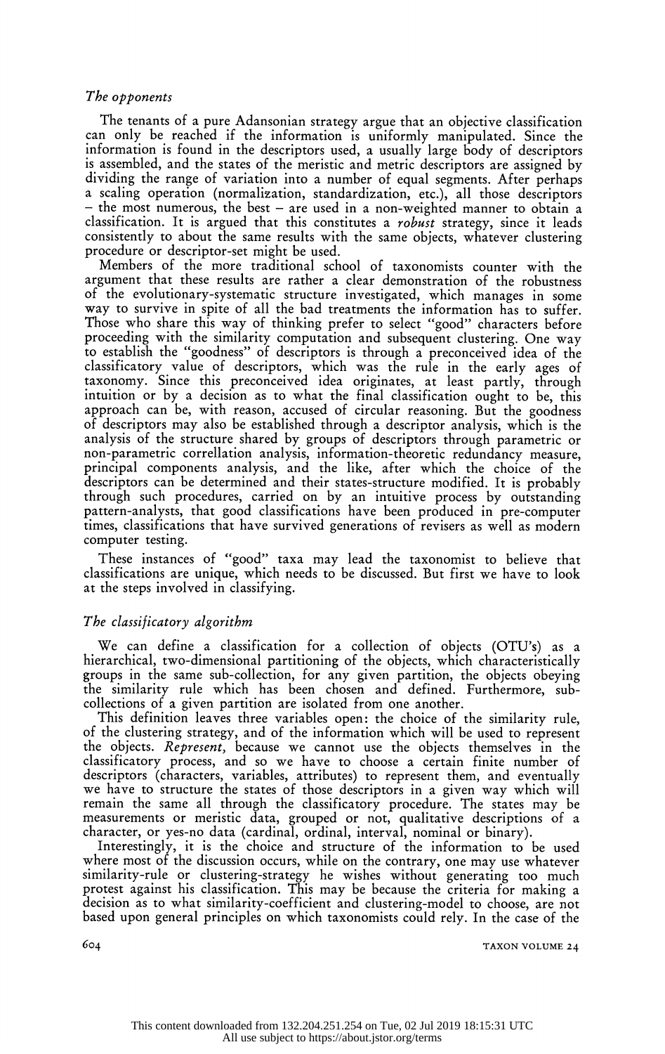### *The opponents*

The tenants of a pure Adansonian strategy argue that an objective classification can only be reached if the information is uniformly manipulated. Since the information is found in the descriptors used, a usually large body of descriptors is assembled, and the states of the meristic and metric descriptors are assigned by dividing the range of variation into a number of equal segments. After perhaps a scaling operation (normalization, standardization, etc.), all those descriptors – the most numerous, the best – are used in a non-weighted manner to obtain a classification. It is argued that this constitutes a *robust* strategy, since it leads consistently to about the same results with the same objects, whatever clustering procedure or descriptor-set might be used.

Members of the more traditional school of taxonomists counter with the argument that these results are rather a clear demonstration of the robustness of the evolutionary-systematic structure investigated, which manages in some way to survive in spite of all the bad treatments the information has to suffer. Those who share this way of thinking prefer to select "good" characters before proceeding with the similarity computation and subsequent clustering. One way to establish the "goodness" of descriptors is through a preconceived idea of the classificatory value of descriptors, which was the rule in the early ages of taxonomy. Since this preconceived idea originates, at least partly, through intuition or by a decision as to what the final classification ought to be, this approach can be, with reason, accused of circular reasoning. But the goodness of descriptors may also be established through a descriptor analysis, which is the analysis of the structure shared by groups of descriptors through parametric or non-parametric correllation analysis, information-theoretic redundancy measure, principal components analysis, and the like, after which the choice of the descriptors can be determined and their states-structure modified. It is probably through such procedures, carried on by an intuitive process by outstanding pattern-analysts, that good classifications have been produced in pre-computer times, classifications that have survived generations of revisers as well as modern computer testing.

These instances of "good" taxa may lead the taxonomist to believe that classifications are unique, which needs to be discussed. But first we have to look at the steps involved in classifying.

### *The classificatory algorithm*

We can define a classification for a collection of objects (OTU's) as a hierarchical, two-dimensional partitioning of the objects, which characteristically groups in the same sub-collection, for any given partition, the objects obeying the similarity rule which has been chosen and defined. Furthermore, sub-collections of a given partition are isolated from one another.

This definition leaves three variables open: the choice of the similarity rule, of the clustering strategy, and of the information which will be used to represent the objects. *Represent,* because we cannot use the objects themselves in the classificatory process, and so we have to choose a certain finite number of descriptors (characters, variables, attributes) to represent them, and eventually we have to structure the states of those descriptors in a given way which will remain the same all through the classificatory procedure. The states may be measurements or meristic data, grouped or not, qualitative descriptions of a character, or yes-no data (cardinal, ordinal, interval, nominal or binary).

Interestingly, it is the choice and structure of the information to be used where most of the discussion occurs, while on the contrary, one may use whatever similarity-rule or clustering-strategy he wishes without generating too much protest against his classification. This may be because the criteria for making a decision as to what similarity-coefficient and clustering-model to choose, are not based upon general principles on which taxonomists could rely. In the case of the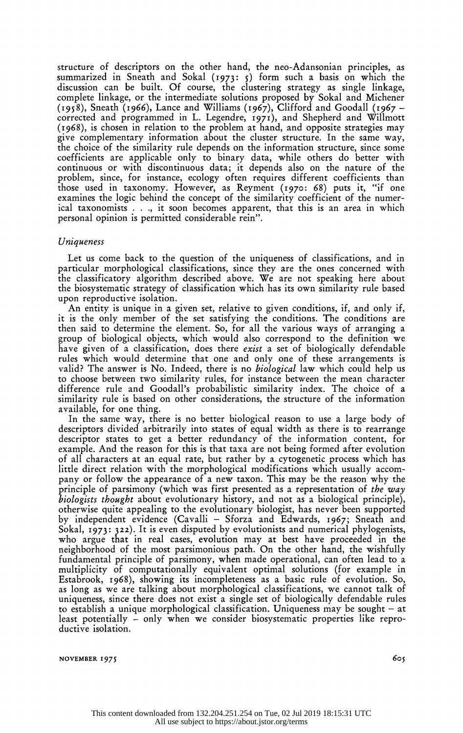structure of descriptors on the other hand, the neo-Adansonian principles, as summarized in Sneath and Sokal (1973: 5) form such a basis on which the discussion can be built. Of course, the clustering strategy as single linkage, complete linkage, or the intermediate solutions proposed by Sokal and Michener (1958), Sneath (1966), Lance and Williams (1967), Clifford and Goodall (1967 – corrected and programmed in L. Legendre, 1971), and Shepherd and Willmott (1968), is chosen in relation to the problem at hand, and opposite strategies may give complementary information about the cluster structure. In the same way, the choice of the similarity rule depends on the information structure, since some coefficients are applicable only to binary data, while others do better with continuous or with discontinuous data; it depends also on the nature of the problem, since, for instance, ecology often requires different coefficients than those used in taxonomy. However, as Reyment (1970: 68) puts it, "if one examines the logic behind the concept of the similarity coefficient of the numerical taxonomists . . ., it soon becomes apparent, that this is an area in which personal opinion is permitted considerable rein".

*Uniqueness*

Let us come back to the question of the uniqueness of classifications, and in particular morphological classifications, since they are the ones concerned with the classificatory algorithm described above. We are not speaking here about the biosystematic strategy of classification which has its own similarity rule based upon reproductive isolation.

An entity is unique in a given set, relative to given conditions, if, and only if, it is the only member of the set satisfying the conditions. The conditions are then said to determine the element. So, for all the various ways of arranging a group of biological objects, which would also correspond to the definition we have given of a classification, does there *exist* a set of biologically defendable rules which would determine that one and only one of these arrangements is valid? The answer is No. Indeed, there is no *biological* law which could help us to choose between two similarity rules, for instance between the mean character difference rule and Goodall's probabilistic similarity index. The choice of a similarity rule is based on other considerations, the structure of the information available, for one thing.

In the same way, there is no better biological reason to use a large body of descriptors divided arbitrarily into states of equal width as there is to rearrange descriptor states to get a better redundancy of the information content, for example. And the reason for this is that taxa are not being formed after evolution of all characters at an equal rate, but rather by a cytogenetic process which has little direct relation with the morphological modifications which usually accompany or follow the appearance of a new taxon. This may be the reason why the principle of parsimony (which was first presented as a representation of *the way biologists thought* about evolutionary history, and not as a biological principle), otherwise quite appealing to the evolutionary biologist, has never been supported by independent evidence (Cavalli – Sforza and Edwards, 1967; Sneath and Sokal, 1973: 322). It is even disputed by evolutionists and numerical phylogenists, who argue that in real cases, evolution may at best have proceeded in the neighborhood of the most parsimonious path. On the other hand, the wishfully fundamental principle of parsimony, when made operational, can often lead to a multiplicity of computationally equivalent optimal solutions (for example in Estabrook, 1968), showing its incompleteness as a basic rule of evolution. So, as long as we are talking about morphological classifications, we cannot talk of uniqueness, since there does not exist a single set of biologically defendable rules to establish a unique morphological classification. Uniqueness may be sought – at least potentially – only when we consider biosystematic properties like reproductive isolation.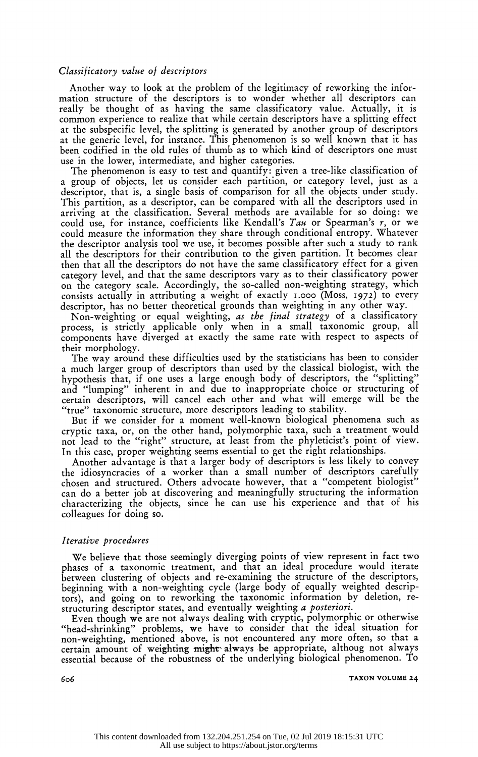### *Classificatory value of descriptors*

Another way to look at the problem of the legitimacy of reworking the information structure of the descriptors is to wonder whether all descriptors can really be thought of as having the same classificatory value. Actually, it is common experience to realize that while certain descriptors have a splitting effect at the subspecific level, the splitting is generated by another group of descriptors at the generic level, for instance. This phenomenon is so well known that it has been codified in the old rules of thumb as to which kind of descriptors one must use in the lower, intermediate, and higher categories.

The phenomenon is easy to test and quantify: given a tree-like classification of a group of objects, let us consider each partition, or category level, just as a descriptor, that is, a single basis of comparison for all the objects under study. This partition, as a descriptor, can be compared with all the descriptors used in arriving at the classification. Several methods are available for so doing: we could use, for instance, coefficients like Kendall's *Tau* or Spearman's *r*, or we could measure the information they share through conditional entropy. Whatever the descriptor analysis tool we use, it becomes possible after such a study to rank all the descriptors for their contribution to the given partition. It becomes clear then that all the descriptors do not have the same classificatory effect for a given category level, and that the same descriptors vary as to their classificatory power on the category scale. Accordingly, the so-called non-weighting strategy, which consists actually in attributing a weight of exactly 1.000 (Moss, 1972) to every descriptor, has no better theoretical grounds than weighting in any other way.

Non-weighting or equal weighting, *as the final strategy* of a classificatory process, is strictly applicable only when in a small taxonomic group, all components have diverged at exactly the same rate with respect to aspects of their morphology.

The way around these difficulties used by the statisticians has been to consider a much larger group of descriptors than used by the classical biologist, with the hypothesis that, if one uses a large enough body of descriptors, the "splitting" and "lumping" inherent in and due to inappropriate choice or structuring of certain descriptors, will cancel each other and what will emerge will be the "true" taxonomic structure, more descriptors leading to stability.

But if we consider for a moment well-known biological phenomena such as cryptic taxa, or, on the other hand, polymorphic taxa, such a treatment would not lead to the "right" structure, at least from the phyleticist's point of view. In this case, proper weighting seems essential to get the right relationships.

Another advantage is that a larger body of descriptors is less likely to convey the idiosyncracies of a worker than a small number of descriptors carefully chosen and structured. Others advocate however, that a "competent biologist" can do a better job at discovering and meaningfully structuring the information characterizing the objects, since he can use his experience and that of his colleagues for doing so.

### *Iterative procedures*

We believe that those seemingly diverging points of view represent in fact two phases of a taxonomic treatment, and that an ideal procedure would iterate between clustering of objects and re-examining the structure of the descriptors, beginning with a non-weighting cycle (large body of equally weighted descriptors), and going on to reworking the taxonomic information by deletion, restructuring descriptor states, and eventually weighting *a posteriori*.

Even though we are not always dealing with cryptic, polymorphic or otherwise "head-shrinking" problems, we have to consider that the ideal situation for non-weighting, mentioned above, is not encountered any more often, so that a certain amount of weighting might always be appropriate, althoug not always essential because of the robustness of the underlying biological phenomenon. To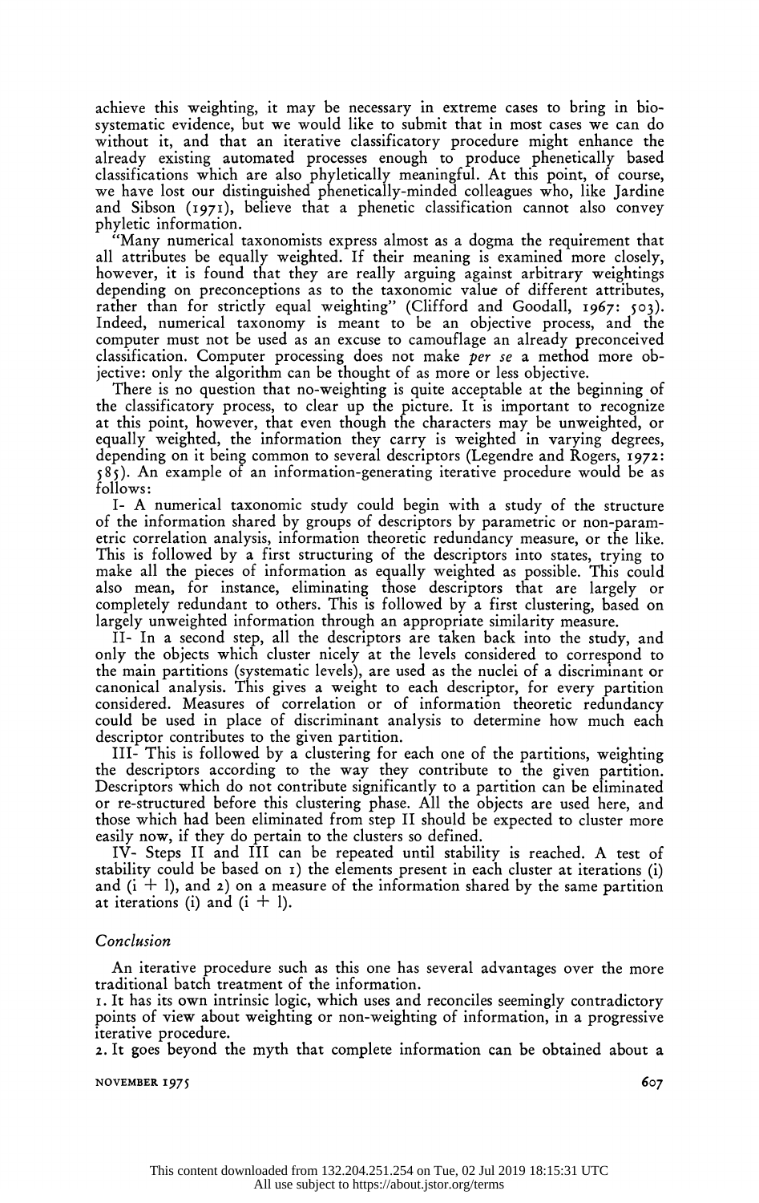achieve this weighting, it may be necessary in extreme cases to bring in biosystematic evidence, but we would like to submit that in most cases we can do without it, and that an iterative classificatory procedure might enhance the already existing automated processes enough to produce phenetically based classifications which are also phyletically meaningful. At this point, of course, we have lost our distinguished phenetically-minded colleagues who, like Jardine and Sibson (1971), believe that a phenetic classification cannot also convey phyletic information.

"Many numerical taxonomists express almost as a dogma the requirement that all attributes be equally weighted. If their meaning is examined more closely, however, it is found that they are really arguing against arbitrary weightings depending on preconceptions as to the taxonomic value of different attributes, rather than for strictly equal weighting" (Clifford and Goodall, 1967: 503). Indeed, numerical taxonomy is meant to be an objective process, and the computer must not be used as an excuse to camouflage an already preconceived classification. Computer processing does not make *per se* a method more objective: only the algorithm can be thought of as more or less objective.

There is no question that no-weighting is quite acceptable at the beginning of the classificatory process, to clear up the picture. It is important to recognize at this point, however, that even though the characters may be unweighted, or equally weighted, the information they carry is weighted in varying degrees, depending on it being common to several descriptors (Legendre and Rogers, 1972: 585). An example of an information-generating iterative procedure would be as follows:

I- A numerical taxonomic study could begin with a study of the structure of the information shared by groups of descriptors by parametric or non-parametric correlation analysis, information theoretic redundancy measure, or the like. This is followed by a first structuring of the descriptors into states, trying to make all the pieces of information as equally weighted as possible. This could also mean, for instance, eliminating those descriptors that are largely or completely redundant to others. This is followed by a first clustering, based on largely unweighted information through an appropriate similarity measure.

II- In a second step, all the descriptors are taken back into the study, and only the objects which cluster nicely at the levels considered to correspond to the main partitions (systematic levels), are used as the nuclei of a discriminant or canonical analysis. This gives a weight to each descriptor, for every partition considered. Measures of correlation or of information theoretic redundancy could be used in place of discriminant analysis to determine how much each descriptor contributes to the given partition.

III- This is followed by a clustering for each one of the partitions, weighting the descriptors according to the way they contribute to the given partition. Descriptors which do not contribute significantly to a partition can be eliminated or re-structured before this clustering phase. All the objects are used here, and those which had been eliminated from step II should be expected to cluster more easily now, if they do pertain to the clusters so defined.

IV- Steps II and III can be repeated until stability is reached. A test of stability could be based on 1) the elements present in each cluster at iterations (i) and (i + l), and 2) on a measure of the information shared by the same partition at iterations (i) and (i + l).

## *Conclusion*

An iterative procedure such as this one has several advantages over the more traditional batch treatment of the information.

1. It has its own intrinsic logic, which uses and reconciles seemingly contradictory points of view about weighting or non-weighting of information, in a progressive iterative procedure.
2. It goes beyond the myth that complete information can be obtained about a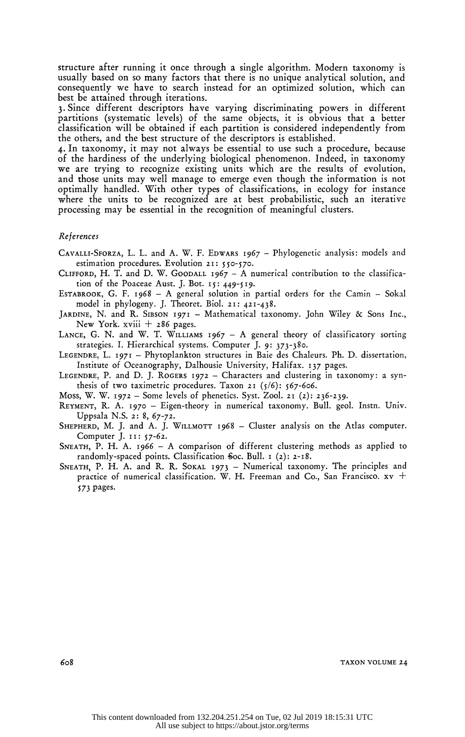structure after running it once through a single algorithm. Modern taxonomy is usually based on so many factors that there is no unique analytical solution, and consequently we have to search instead for an optimized solution, which can best be attained through iterations.

3. Since different descriptors have varying discriminating powers in different partitions (systematic levels) of the same objects, it is obvious that a better classification will be obtained if each partition is considered independently from the others, and the best structure of the descriptors is established.

4. In taxonomy, it may not always be essential to use such a procedure, because of the hardiness of the underlying biological phenomenon. Indeed, in taxonomy we are trying to recognize existing units which are the results of evolution, and those units may well manage to emerge even though the information is not optimally handled. With other types of classifications, in ecology for instance where the units to be recognized are at best probabilistic, such an iterative processing may be essential in the recognition of meaningful clusters.

### *References*

Cavalli-Sforza, L. L. and A. W. F. Edwars 1967 – Phylogenetic analysis: models and estimation procedures. Evolution 21: 550-570.

Clifford, H. T. and D. W. Goodall 1967 – A numerical contribution to the classification of the Poaceae Aust. J. Bot. 15: 449-519.

Estabrook, G. F. 1968 – A general solution in partial orders for the Camin – Sokal model in phylogeny. J. Theoret. Biol. 21: 421-438.

Jardine, N. and R. Sibson 1971 – Mathematical taxonomy. John Wiley & Sons Inc., New York. xviii + 286 pages.

Lance, G. N. and W. T. Williams 1967 – A general theory of classificatory sorting strategies. I. Hierarchical systems. Computer J. 9: 373-380.

Legendre, L. 1971 – Phytoplankton structures in Baie des Chaleurs. Ph. D. dissertation, Institute of Oceanography, Dalhousie University, Halifax. 137 pages.

Legendre, P. and D. J. Rogers 1972 – Characters and clustering in taxonomy: a synthesis of two taximetric procedures. Taxon 21 (5/6): 567-606.

Moss, W. W. 1972 – Some levels of phenetics. Syst. Zool. 21 (2): 236-239.

Reyment, R. A. 1970 – Eigen-theory in numerical taxonomy. Bull. geol. Instn. Univ. Uppsala N.S. 2: 8, 67-72.

Shepherd, M. J. and A. J. Willmott 1968 – Cluster analysis on the Atlas computer. Computer J. 11: 57-62.

Sneath, P. H. A. 1966 – A comparison of different clustering methods as applied to randomly-spaced points. Classification Soc. Bull. 1 (2): 2-18.

Sneath, P. H. A. and R. R. Sokal 1973 – Numerical taxonomy. The principles and practice of numerical classification. W. H. Freeman and Co., San Francisco. xv + 573 pages.